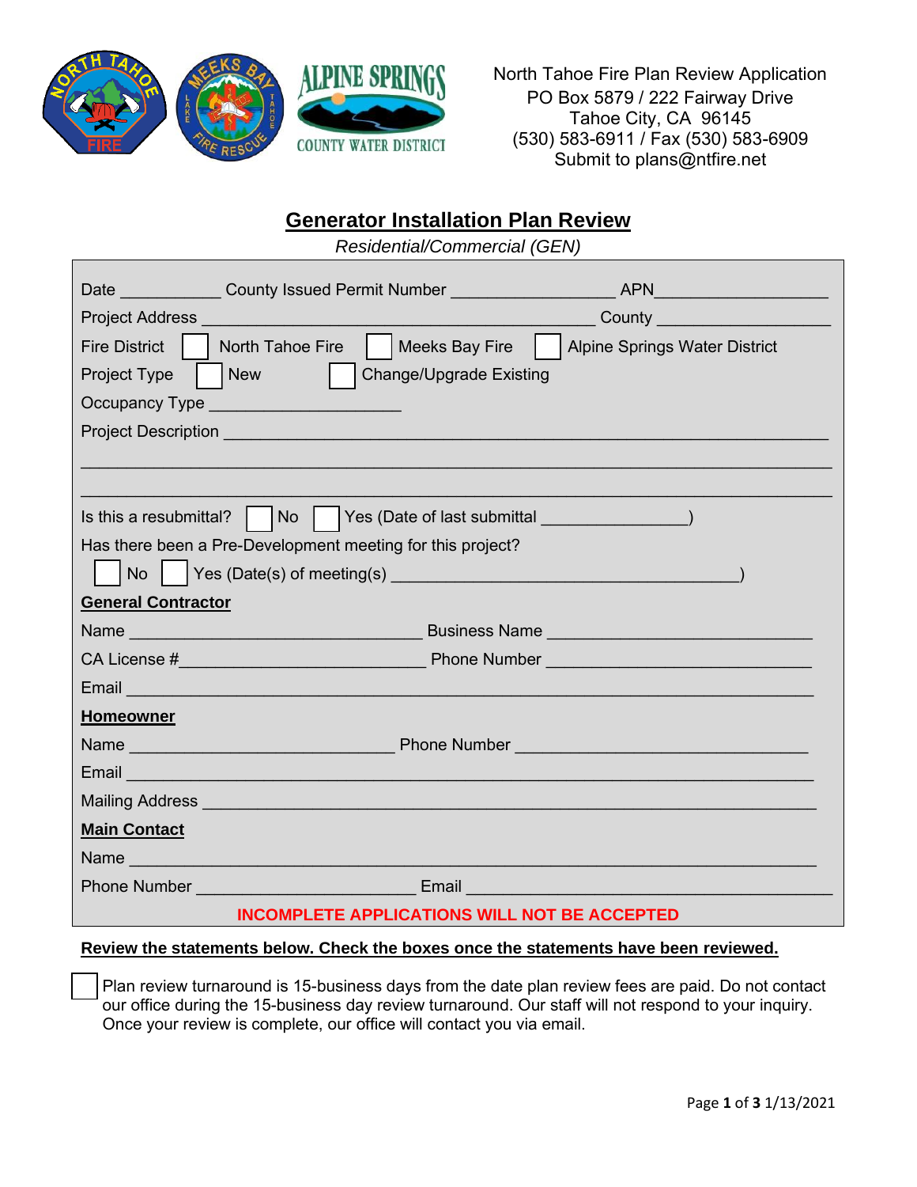North Tahoe Fire Plan Review Application
PO Box 5879 / 222 Fairway Drive
Tahoe City, CA 96145
(530) 583-6911 / Fax (530) 583-6909
Submit to plans@ntfire.net

# Generator Installation Plan Review

*Residential/Commercial (GEN)*

Date ___________ County Issued Permit Number _________________ APN__________________

Project Address ________________________________________ County __________________

Fire District ☐ North Tahoe Fire ☐ Meeks Bay Fire ☐ Alpine Springs Water District

Project Type ☐ New ☐ Change/Upgrade Existing

Occupancy Type ____________________

Project Description _______________________________________________________________

_______________________________________________________________________________

_______________________________________________________________________________

Is this a resubmittal? ☐ No ☐ Yes (Date of last submittal _______________)

Has there been a Pre-Development meeting for this project?

☐ No ☐ Yes (Date(s) of meeting(s) ____________________________________)

**General Contractor**

Name ______________________________ Business Name ____________________________

CA License #_________________________ Phone Number ____________________________

Email ______________________________________________________________________

**Homeowner**

Name ___________________________ Phone Number ______________________________

Email ______________________________________________________________________

Mailing Address _____________________________________________________________

**Main Contact**

Name _______________________________________________________________________

Phone Number ______________________ Email ___________________________________

**INCOMPLETE APPLICATIONS WILL NOT BE ACCEPTED**

**Review the statements below. Check the boxes once the statements have been reviewed.**

☐ Plan review turnaround is 15-business days from the date plan review fees are paid. Do not contact our office during the 15-business day review turnaround. Our staff will not respond to your inquiry. Once your review is complete, our office will contact you via email.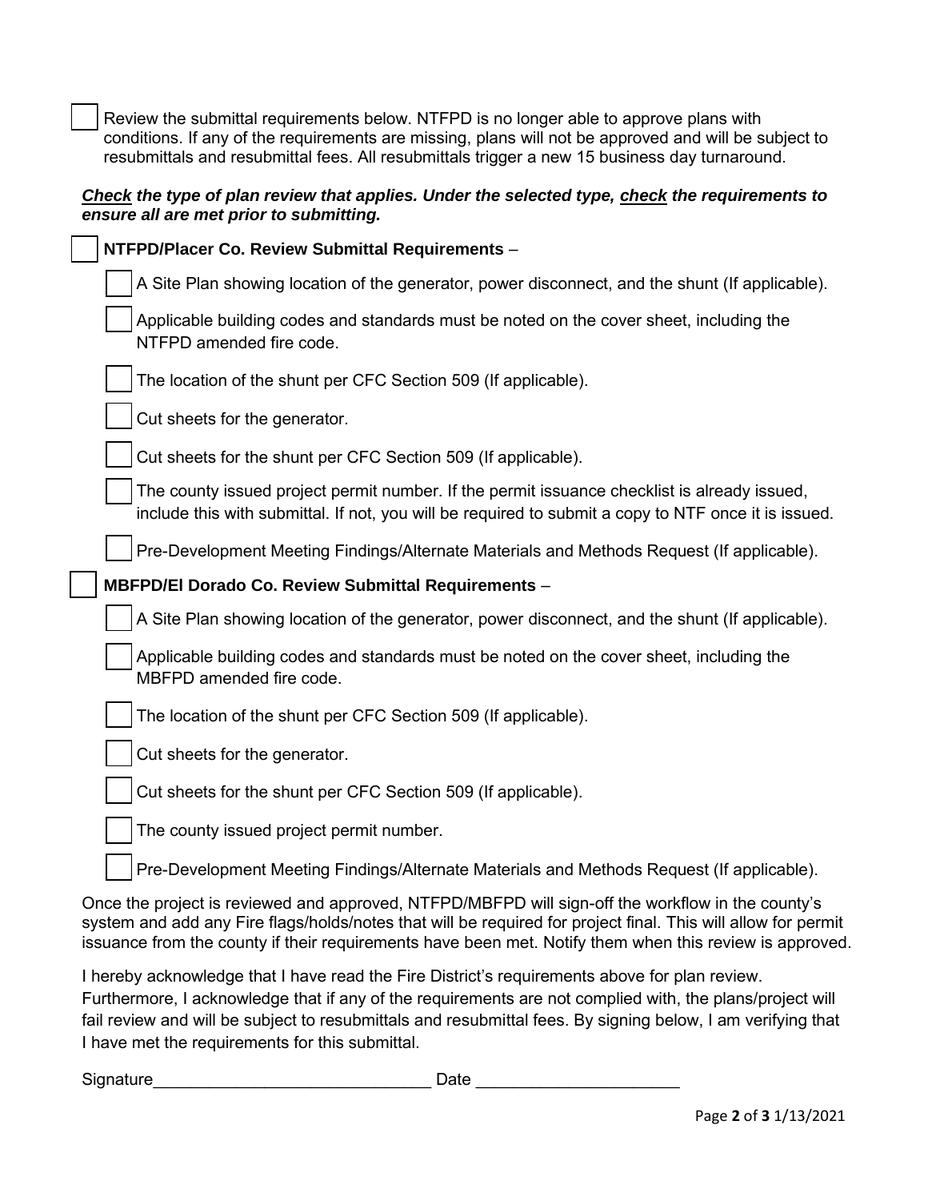- [ ] Review the submittal requirements below. NTFPD is no longer able to approve plans with conditions. If any of the requirements are missing, plans will not be approved and will be subject to resubmittals and resubmittal fees. All resubmittals trigger a new 15 business day turnaround.

***Check*** ***the type of plan review that applies. Under the selected type,*** ***check*** ***the requirements to ensure all are met prior to submitting.***

- [ ] **NTFPD/Placer Co. Review Submittal Requirements** –
  - [ ] A Site Plan showing location of the generator, power disconnect, and the shunt (If applicable).
  - [ ] Applicable building codes and standards must be noted on the cover sheet, including the NTFPD amended fire code.
  - [ ] The location of the shunt per CFC Section 509 (If applicable).
  - [ ] Cut sheets for the generator.
  - [ ] Cut sheets for the shunt per CFC Section 509 (If applicable).
  - [ ] The county issued project permit number. If the permit issuance checklist is already issued, include this with submittal. If not, you will be required to submit a copy to NTF once it is issued.
  - [ ] Pre-Development Meeting Findings/Alternate Materials and Methods Request (If applicable).
- [ ] **MBFPD/El Dorado Co. Review Submittal Requirements** –
  - [ ] A Site Plan showing location of the generator, power disconnect, and the shunt (If applicable).
  - [ ] Applicable building codes and standards must be noted on the cover sheet, including the MBFPD amended fire code.
  - [ ] The location of the shunt per CFC Section 509 (If applicable).
  - [ ] Cut sheets for the generator.
  - [ ] Cut sheets for the shunt per CFC Section 509 (If applicable).
  - [ ] The county issued project permit number.
  - [ ] Pre-Development Meeting Findings/Alternate Materials and Methods Request (If applicable).

Once the project is reviewed and approved, NTFPD/MBFPD will sign-off the workflow in the county's system and add any Fire flags/holds/notes that will be required for project final. This will allow for permit issuance from the county if their requirements have been met. Notify them when this review is approved.

I hereby acknowledge that I have read the Fire District's requirements above for plan review. Furthermore, I acknowledge that if any of the requirements are not complied with, the plans/project will fail review and will be subject to resubmittals and resubmittal fees. By signing below, I am verifying that I have met the requirements for this submittal.

Signature______________________________ Date ______________________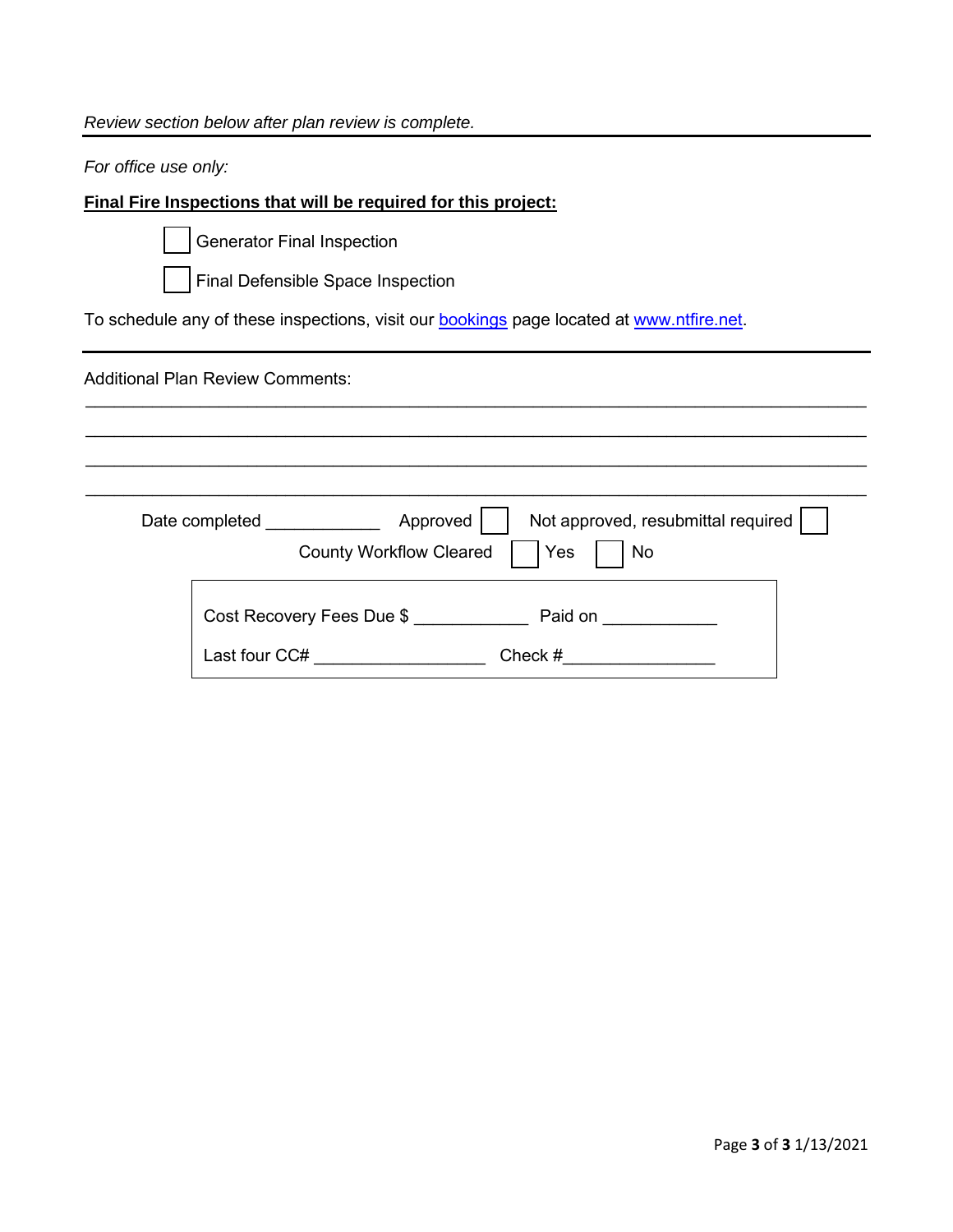*Review section below after plan review is complete.*

---

*For office use only:*

**Final Fire Inspections that will be required for this project:**

- ☐ Generator Final Inspection
- ☐ Final Defensible Space Inspection

To schedule any of these inspections, visit our [bookings](#) page located at [www.ntfire.net](http://www.ntfire.net).

---

Additional Plan Review Comments:

______________________________________________________________________________

______________________________________________________________________________

______________________________________________________________________________

______________________________________________________________________________

Date completed ____________ Approved ☐ Not approved, resubmittal required ☐

County Workflow Cleared ☐ Yes ☐ No

Cost Recovery Fees Due $ ____________ Paid on ____________

Last four CC# __________________ Check #________________